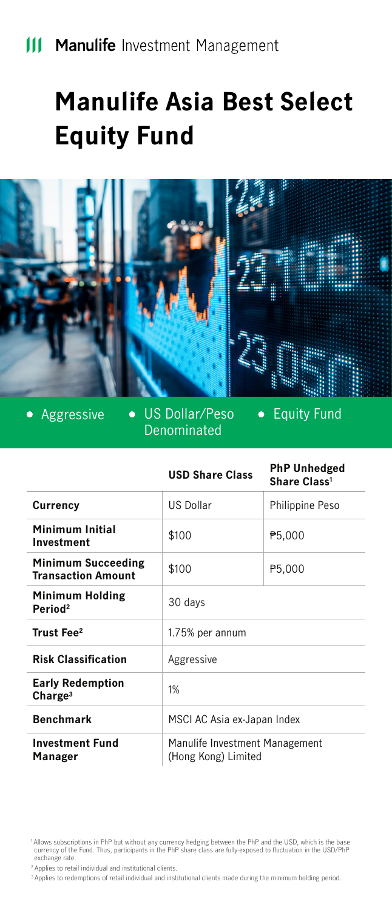Manulife Investment Management

# Manulife Asia Best Select Equity Fund

- Aggressive
- US Dollar/Peso Denominated
- Equity Fund

| | USD Share Class | PhP Unhedged Share Class[1] |
|---|---|---|
| **Currency** | US Dollar | Philippine Peso |
| **Minimum Initial Investment** | $100 | ₱5,000 |
| **Minimum Succeeding Transaction Amount** | $100 | ₱5,000 |
| **Minimum Holding Period**[2] | 30 days | |
| **Trust Fee**[2] | 1.75% per annum | |
| **Risk Classification** | Aggressive | |
| **Early Redemption Charge**[3] | 1% | |
| **Benchmark** | MSCI AC Asia ex-Japan Index | |
| **Investment Fund Manager** | Manulife Investment Management (Hong Kong) Limited | |

[1] Allows subscriptions in PhP but without any currency hedging between the PhP and the USD, which is the base currency of the Fund. Thus, participants in the PhP share class are fully-exposed to fluctuation in the USD/PhP exchange rate.

[2] Applies to retail individual and institutional clients.

[3] Applies to redemptions of retail individual and institutional clients made during the minimum holding period.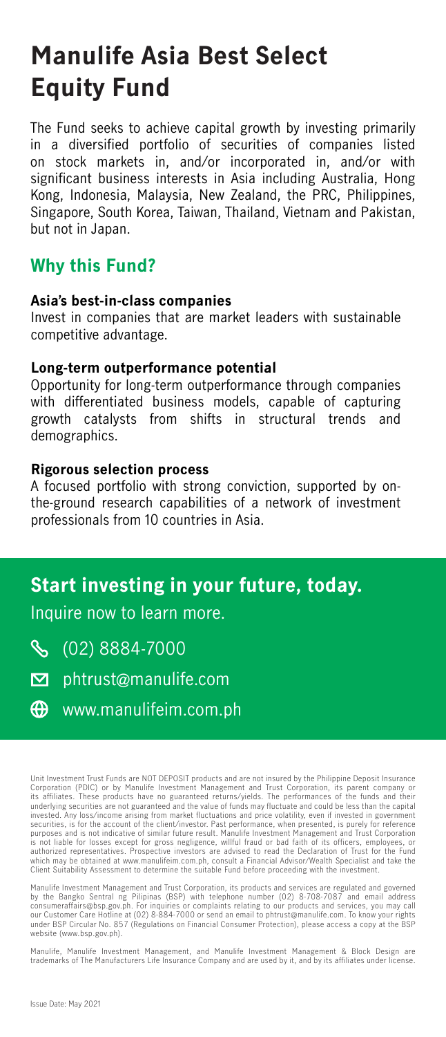# Manulife Asia Best Select Equity Fund

The Fund seeks to achieve capital growth by investing primarily in a diversified portfolio of securities of companies listed on stock markets in, and/or incorporated in, and/or with significant business interests in Asia including Australia, Hong Kong, Indonesia, Malaysia, New Zealand, the PRC, Philippines, Singapore, South Korea, Taiwan, Thailand, Vietnam and Pakistan, but not in Japan.

## Why this Fund?

**Asia's best-in-class companies**

Invest in companies that are market leaders with sustainable competitive advantage.

**Long-term outperformance potential**

Opportunity for long-term outperformance through companies with differentiated business models, capable of capturing growth catalysts from shifts in structural trends and demographics.

**Rigorous selection process**

A focused portfolio with strong conviction, supported by on-the-ground research capabilities of a network of investment professionals from 10 countries in Asia.

## Start investing in your future, today.

Inquire now to learn more.

- (02) 8884-7000
- phtrust@manulife.com
- www.manulifeim.com.ph

Unit Investment Trust Funds are NOT DEPOSIT products and are not insured by the Philippine Deposit Insurance Corporation (PDIC) or by Manulife Investment Management and Trust Corporation, its parent company or its affiliates. These products have no guaranteed returns/yields. The performances of the funds and their underlying securities are not guaranteed and the value of funds may fluctuate and could be less than the capital invested. Any loss/income arising from market fluctuations and price volatility, even if invested in government securities, is for the account of the client/investor. Past performance, when presented, is purely for reference purposes and is not indicative of similar future result. Manulife Investment Management and Trust Corporation is not liable for losses except for gross negligence, willful fraud or bad faith of its officers, employees, or authorized representatives. Prospective investors are advised to read the Declaration of Trust for the Fund which may be obtained at www.manulifeim.com.ph, consult a Financial Advisor/Wealth Specialist and take the Client Suitability Assessment to determine the suitable Fund before proceeding with the investment.

Manulife Investment Management and Trust Corporation, its products and services are regulated and governed by the Bangko Sentral ng Pilipinas (BSP) with telephone number (02) 8-708-7087 and email address consumeraffairs@bsp.gov.ph. For inquiries or complaints relating to our products and services, you may call our Customer Care Hotline at (02) 8-884-7000 or send an email to phtrust@manulife.com. To know your rights under BSP Circular No. 857 (Regulations on Financial Consumer Protection), please access a copy at the BSP website (www.bsp.gov.ph).

Manulife, Manulife Investment Management, and Manulife Investment Management & Block Design are trademarks of The Manufacturers Life Insurance Company and are used by it, and by its affiliates under license.

Issue Date: May 2021